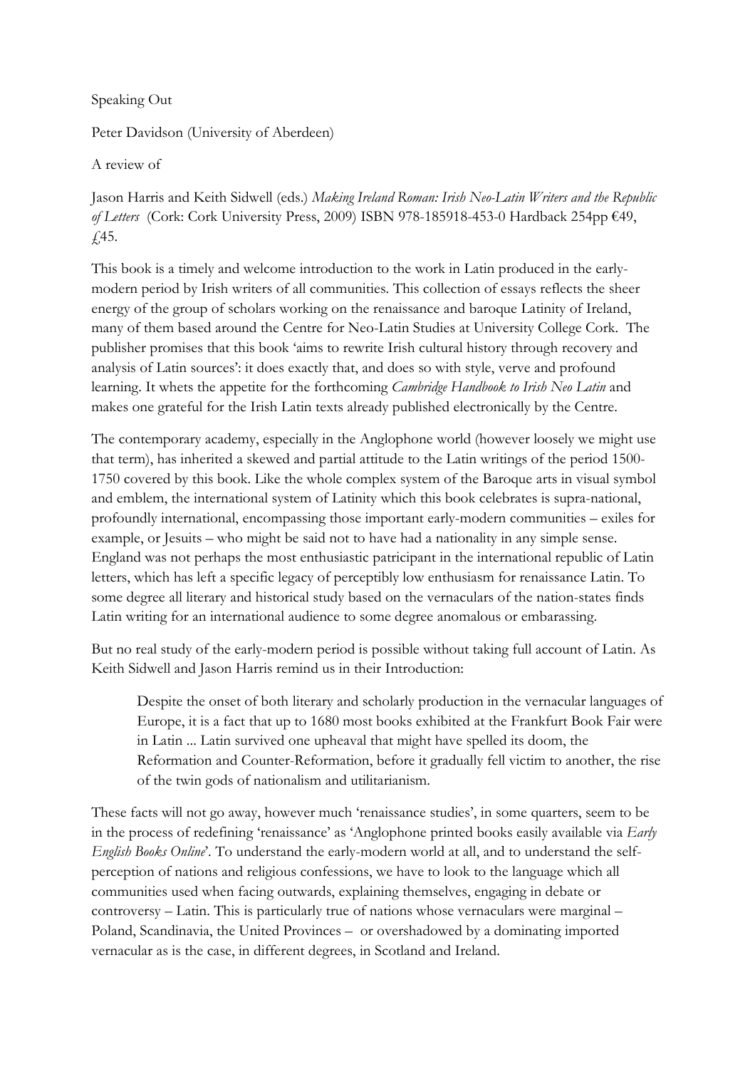Speaking Out

Peter Davidson (University of Aberdeen)

A review of

Jason Harris and Keith Sidwell (eds.) *Making Ireland Roman: Irish Neo-Latin Writers and the Republic of Letters* (Cork: Cork University Press, 2009) ISBN 978-185918-453-0 Hardback 254pp €49, £45.

This book is a timely and welcome introduction to the work in Latin produced in the early-modern period by Irish writers of all communities. This collection of essays reflects the sheer energy of the group of scholars working on the renaissance and baroque Latinity of Ireland, many of them based around the Centre for Neo-Latin Studies at University College Cork. The publisher promises that this book 'aims to rewrite Irish cultural history through recovery and analysis of Latin sources': it does exactly that, and does so with style, verve and profound learning. It whets the appetite for the forthcoming *Cambridge Handbook to Irish Neo Latin* and makes one grateful for the Irish Latin texts already published electronically by the Centre.

The contemporary academy, especially in the Anglophone world (however loosely we might use that term), has inherited a skewed and partial attitude to the Latin writings of the period 1500-1750 covered by this book. Like the whole complex system of the Baroque arts in visual symbol and emblem, the international system of Latinity which this book celebrates is supra-national, profoundly international, encompassing those important early-modern communities – exiles for example, or Jesuits – who might be said not to have had a nationality in any simple sense. England was not perhaps the most enthusiastic patricipant in the international republic of Latin letters, which has left a specific legacy of perceptibly low enthusiasm for renaissance Latin. To some degree all literary and historical study based on the vernaculars of the nation-states finds Latin writing for an international audience to some degree anomalous or embarassing.

But no real study of the early-modern period is possible without taking full account of Latin. As Keith Sidwell and Jason Harris remind us in their Introduction:

> Despite the onset of both literary and scholarly production in the vernacular languages of Europe, it is a fact that up to 1680 most books exhibited at the Frankfurt Book Fair were in Latin ... Latin survived one upheaval that might have spelled its doom, the Reformation and Counter-Reformation, before it gradually fell victim to another, the rise of the twin gods of nationalism and utilitarianism.

These facts will not go away, however much 'renaissance studies', in some quarters, seem to be in the process of redefining 'renaissance' as 'Anglophone printed books easily available via *Early English Books Online*'. To understand the early-modern world at all, and to understand the self-perception of nations and religious confessions, we have to look to the language which all communities used when facing outwards, explaining themselves, engaging in debate or controversy – Latin. This is particularly true of nations whose vernaculars were marginal – Poland, Scandinavia, the United Provinces – or overshadowed by a dominating imported vernacular as is the case, in different degrees, in Scotland and Ireland.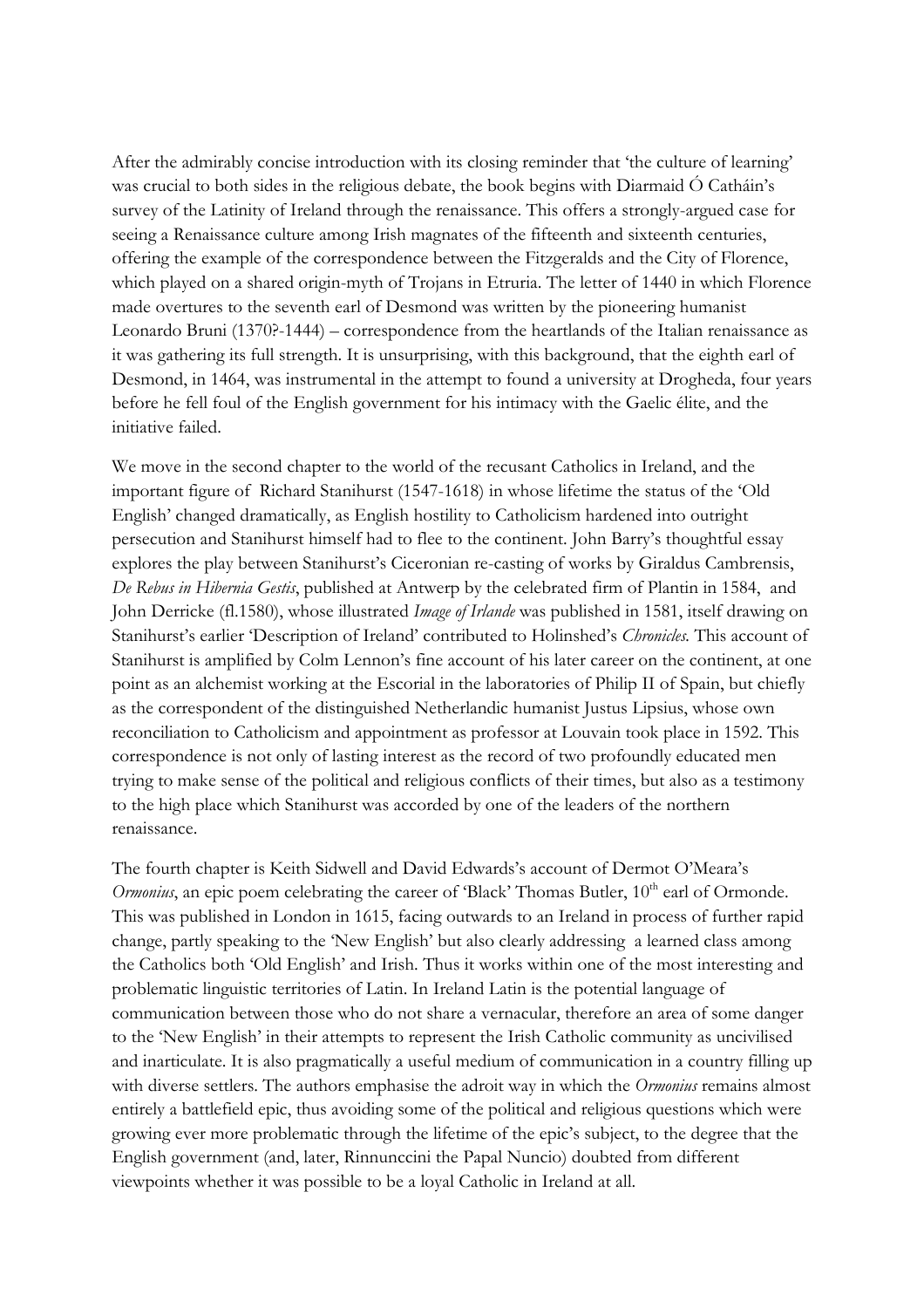After the admirably concise introduction with its closing reminder that 'the culture of learning' was crucial to both sides in the religious debate, the book begins with Diarmaid Ó Catháin's survey of the Latinity of Ireland through the renaissance. This offers a strongly-argued case for seeing a Renaissance culture among Irish magnates of the fifteenth and sixteenth centuries, offering the example of the correspondence between the Fitzgeralds and the City of Florence, which played on a shared origin-myth of Trojans in Etruria. The letter of 1440 in which Florence made overtures to the seventh earl of Desmond was written by the pioneering humanist Leonardo Bruni (1370?-1444) – correspondence from the heartlands of the Italian renaissance as it was gathering its full strength. It is unsurprising, with this background, that the eighth earl of Desmond, in 1464, was instrumental in the attempt to found a university at Drogheda, four years before he fell foul of the English government for his intimacy with the Gaelic élite, and the initiative failed.

We move in the second chapter to the world of the recusant Catholics in Ireland, and the important figure of Richard Stanihurst (1547-1618) in whose lifetime the status of the 'Old English' changed dramatically, as English hostility to Catholicism hardened into outright persecution and Stanihurst himself had to flee to the continent. John Barry's thoughtful essay explores the play between Stanihurst's Ciceronian re-casting of works by Giraldus Cambrensis, *De Rebus in Hibernia Gestis*, published at Antwerp by the celebrated firm of Plantin in 1584, and John Derricke (fl.1580), whose illustrated *Image of Irlande* was published in 1581, itself drawing on Stanihurst's earlier 'Description of Ireland' contributed to Holinshed's *Chronicles*. This account of Stanihurst is amplified by Colm Lennon's fine account of his later career on the continent, at one point as an alchemist working at the Escorial in the laboratories of Philip II of Spain, but chiefly as the correspondent of the distinguished Netherlandic humanist Justus Lipsius, whose own reconciliation to Catholicism and appointment as professor at Louvain took place in 1592. This correspondence is not only of lasting interest as the record of two profoundly educated men trying to make sense of the political and religious conflicts of their times, but also as a testimony to the high place which Stanihurst was accorded by one of the leaders of the northern renaissance.

The fourth chapter is Keith Sidwell and David Edwards's account of Dermot O'Meara's *Ormonius*, an epic poem celebrating the career of 'Black' Thomas Butler, 10th earl of Ormonde. This was published in London in 1615, facing outwards to an Ireland in process of further rapid change, partly speaking to the 'New English' but also clearly addressing a learned class among the Catholics both 'Old English' and Irish. Thus it works within one of the most interesting and problematic linguistic territories of Latin. In Ireland Latin is the potential language of communication between those who do not share a vernacular, therefore an area of some danger to the 'New English' in their attempts to represent the Irish Catholic community as uncivilised and inarticulate. It is also pragmatically a useful medium of communication in a country filling up with diverse settlers. The authors emphasise the adroit way in which the *Ormonius* remains almost entirely a battlefield epic, thus avoiding some of the political and religious questions which were growing ever more problematic through the lifetime of the epic's subject, to the degree that the English government (and, later, Rinnunccini the Papal Nuncio) doubted from different viewpoints whether it was possible to be a loyal Catholic in Ireland at all.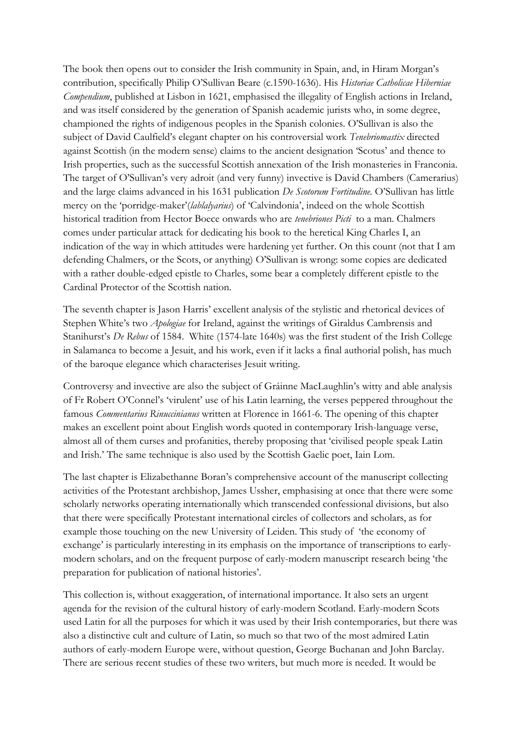The book then opens out to consider the Irish community in Spain, and, in Hiram Morgan's contribution, specifically Philip O'Sullivan Beare (c.1590-1636). His *Historiae Catholicae Hiberniae Compendium*, published at Lisbon in 1621, emphasised the illegality of English actions in Ireland, and was itself considered by the generation of Spanish academic jurists who, in some degree, championed the rights of indigenous peoples in the Spanish colonies. O'Sullivan is also the subject of David Caulfield's elegant chapter on his controversial work *Tenebriomastix* directed against Scottish (in the modern sense) claims to the ancient designation 'Scotus' and thence to Irish properties, such as the successful Scottish annexation of the Irish monasteries in Franconia. The target of O'Sullivan's very adroit (and very funny) invective is David Chambers (Camerarius) and the large claims advanced in his 1631 publication *De Scotorum Fortitudine.* O'Sullivan has little mercy on the 'porridge-maker'(*lablalyarius*) of 'Calvindonia', indeed on the whole Scottish historical tradition from Hector Boece onwards who are *tenebriones Picti* to a man. Chalmers comes under particular attack for dedicating his book to the heretical King Charles I, an indication of the way in which attitudes were hardening yet further. On this count (not that I am defending Chalmers, or the Scots, or anything) O'Sullivan is wrong: some copies are dedicated with a rather double-edged epistle to Charles, some bear a completely different epistle to the Cardinal Protector of the Scottish nation.

The seventh chapter is Jason Harris' excellent analysis of the stylistic and rhetorical devices of Stephen White's two *Apologiae* for Ireland, against the writings of Giraldus Cambrensis and Stanihurst's *De Rebus* of 1584. White (1574-late 1640s) was the first student of the Irish College in Salamanca to become a Jesuit, and his work, even if it lacks a final authorial polish, has much of the baroque elegance which characterises Jesuit writing.

Controversy and invective are also the subject of Gráinne MacLaughlin's witty and able analysis of Fr Robert O'Connel's 'virulent' use of his Latin learning, the verses peppered throughout the famous *Commentarius Rinuccinianus* written at Florence in 1661-6. The opening of this chapter makes an excellent point about English words quoted in contemporary Irish-language verse, almost all of them curses and profanities, thereby proposing that 'civilised people speak Latin and Irish.' The same technique is also used by the Scottish Gaelic poet, Iain Lom.

The last chapter is Elizabethanne Boran's comprehensive account of the manuscript collecting activities of the Protestant archbishop, James Ussher, emphasising at once that there were some scholarly networks operating internationally which transcended confessional divisions, but also that there were specifically Protestant international circles of collectors and scholars, as for example those touching on the new University of Leiden. This study of 'the economy of exchange' is particularly interesting in its emphasis on the importance of transcriptions to early-modern scholars, and on the frequent purpose of early-modern manuscript research being 'the preparation for publication of national histories'.

This collection is, without exaggeration, of international importance. It also sets an urgent agenda for the revision of the cultural history of early-modern Scotland. Early-modern Scots used Latin for all the purposes for which it was used by their Irish contemporaries, but there was also a distinctive cult and culture of Latin, so much so that two of the most admired Latin authors of early-modern Europe were, without question, George Buchanan and John Barclay. There are serious recent studies of these two writers, but much more is needed. It would be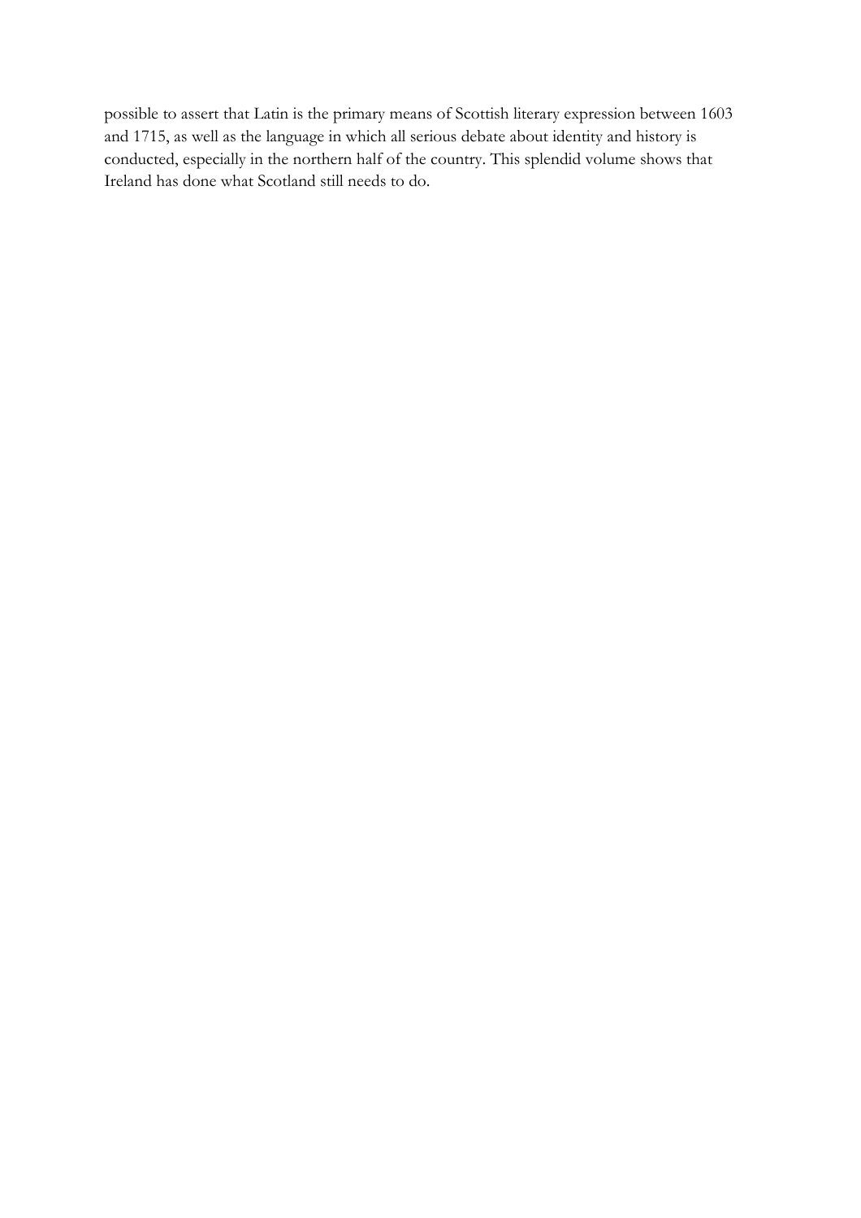possible to assert that Latin is the primary means of Scottish literary expression between 1603 and 1715, as well as the language in which all serious debate about identity and history is conducted, especially in the northern half of the country. This splendid volume shows that Ireland has done what Scotland still needs to do.